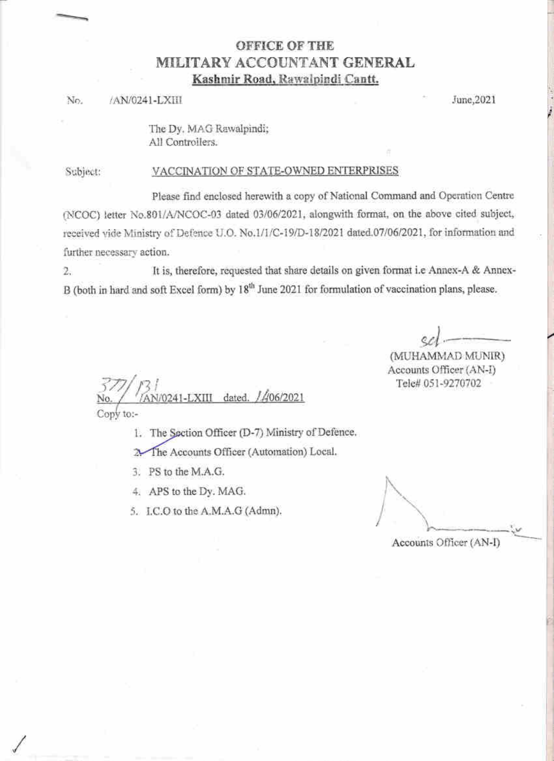# OFFICE OF THE
# MILITARY ACCOUNTANT GENERAL
**Kashmir Road, Rawalpindi Cantt.**

No. /AN/0241-LXIII June,2021

The Dy. MAG Rawalpindi;
All Controllers.

Subject: VACCINATION OF STATE-OWNED ENTERPRISES

Please find enclosed herewith a copy of National Command and Operation Centre (NCOC) letter No.801/A/NCOC-03 dated 03/06/2021, alongwith format, on the above cited subject, received vide Ministry of Defence U.O. No.1/1/C-19/D-18/2021 dated.07/06/2021, for information and further necessary action.

2. It is, therefore, requested that share details on given format i.e Annex-A & Annex-B (both in hard and soft Excel form) by 18th June 2021 for formulation of vaccination plans, please.

sd/-
(MUHAMMAD MUNIR)
Accounts Officer (AN-I)
Tele# 051-9270702

No. 377/131/AN/0241-LXIII dated. 14/06/2021

Copy to:-

1. The Section Officer (D-7) Ministry of Defence.
2. The Accounts Officer (Automation) Local.
3. PS to the M.A.G.
4. APS to the Dy. MAG.
5. I.C.O to the A.M.A.G (Admn).

Accounts Officer (AN-I)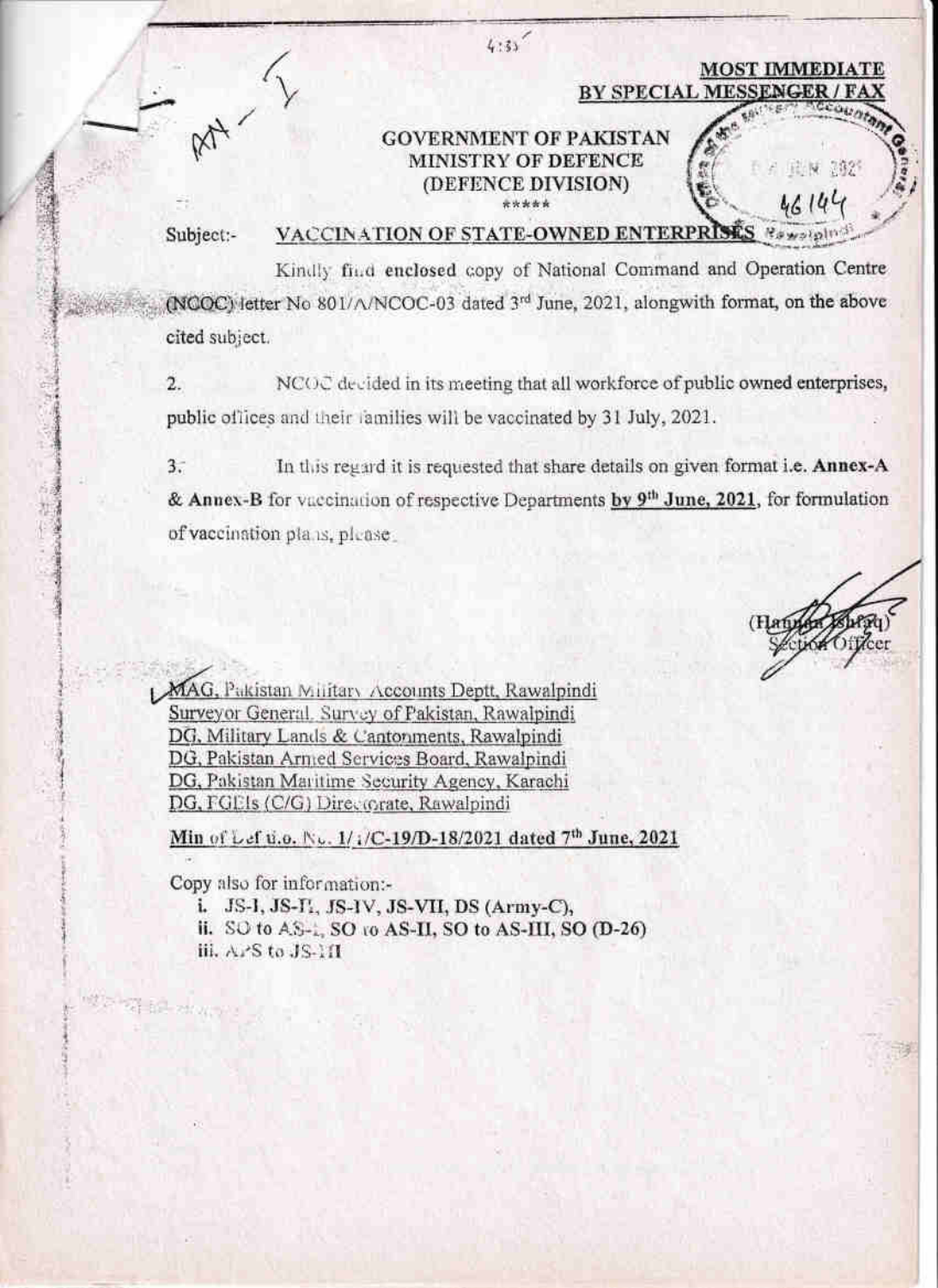**MOST IMMEDIATE**
**BY SPECIAL MESSENGER / FAX**

**GOVERNMENT OF PAKISTAN**
**MINISTRY OF DEFENCE**
**(DEFENCE DIVISION)**
\*\*\*\*\*

Subject:- **VACCINATION OF STATE-OWNED ENTERPRISES**

Kindly find **enclosed** copy of National Command and Operation Centre (NCOC) letter No 801/A/NCOC-03 dated 3rd June, 2021, alongwith format, on the above cited subject.

2. NCOC decided in its meeting that all workforce of public owned enterprises, public offices and their families will be vaccinated by 31 July, 2021.

3. In this regard it is requested that share details on given format i.e. **Annex-A** & **Annex-B** for vaccination of respective Departments **by 9th June, 2021**, for formulation of vaccination plans, please.

(Hannan Ishfaq)
Section Officer

MAG, Pakistan Military Accounts Deptt, Rawalpindi
Surveyor General, Survey of Pakistan, Rawalpindi
DG, Military Lands & Cantonments, Rawalpindi
DG, Pakistan Armed Services Board, Rawalpindi
DG, Pakistan Maritime Security Agency, Karachi
DG, FGEIs (C/G) Directorate, Rawalpindi

**Min of Def u.o. No. 1/1/C-19/D-18/2021 dated 7th June, 2021**

Copy also for information:-

i. JS-I, JS-II, JS-IV, JS-VII, DS (Army-C),
ii. SO to AS-I, SO to AS-II, SO to AS-III, SO (D-26)
iii. APS to JS-III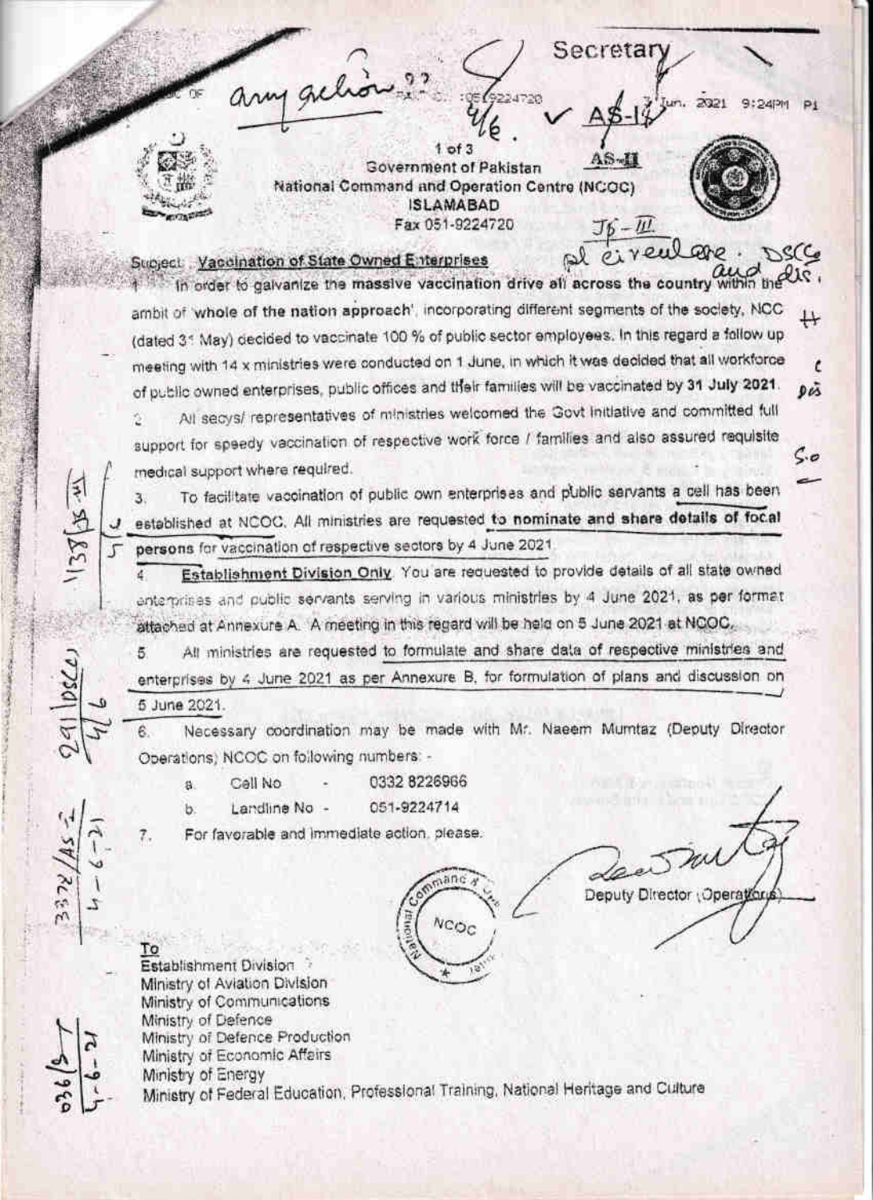Government of Pakistan
National Command and Operation Centre (NCOC)
ISLAMABAD
Fax 051-9224720

**Subject: Vaccination of State Owned Enterprises**

1. In order to galvanize the massive vaccination drive all across the country within the ambit of 'whole of the nation approach', incorporating different segments of the society, NCC (dated 31 May) decided to vaccinate 100 % of public sector employees. In this regard a follow up meeting with 14 x ministries were conducted on 1 June, in which it was decided that all workforce of public owned enterprises, public offices and their families will be vaccinated by **31 July 2021**.

2. All secys/ representatives of ministries welcomed the Govt initiative and committed full support for speedy vaccination of respective work force / families and also assured requisite medical support where required.

3. To facilitate vaccination of public own enterprises and public servants a cell has been established at NCOC. All ministries are requested **to nominate and share details of focal persons** for vaccination of respective sectors by 4 June 2021.

4. **Establishment Division Only**. You are requested to provide details of all state owned enterprises and public servants serving in various ministries by 4 June 2021, as per format attached at Annexure A. A meeting in this regard will be held on 5 June 2021 at NCOC.

5. All ministries are requested to formulate and share data of respective ministries and enterprises by 4 June 2021 as per Annexure B, for formulation of plans and discussion on 5 June 2021.

6. Necessary coordination may be made with Mr. Naeem Mumtaz (Deputy Director Operations) NCOC on following numbers: -

   a. Cell No - 0332 8226966
   b. Landline No - 051-9224714

7. For favorable and immediate action, please.

Deputy Director (Operations)

**To**

Establishment Division
Ministry of Aviation Division
Ministry of Communications
Ministry of Defence
Ministry of Defence Production
Ministry of Economic Affairs
Ministry of Energy
Ministry of Federal Education, Professional Training, National Heritage and Culture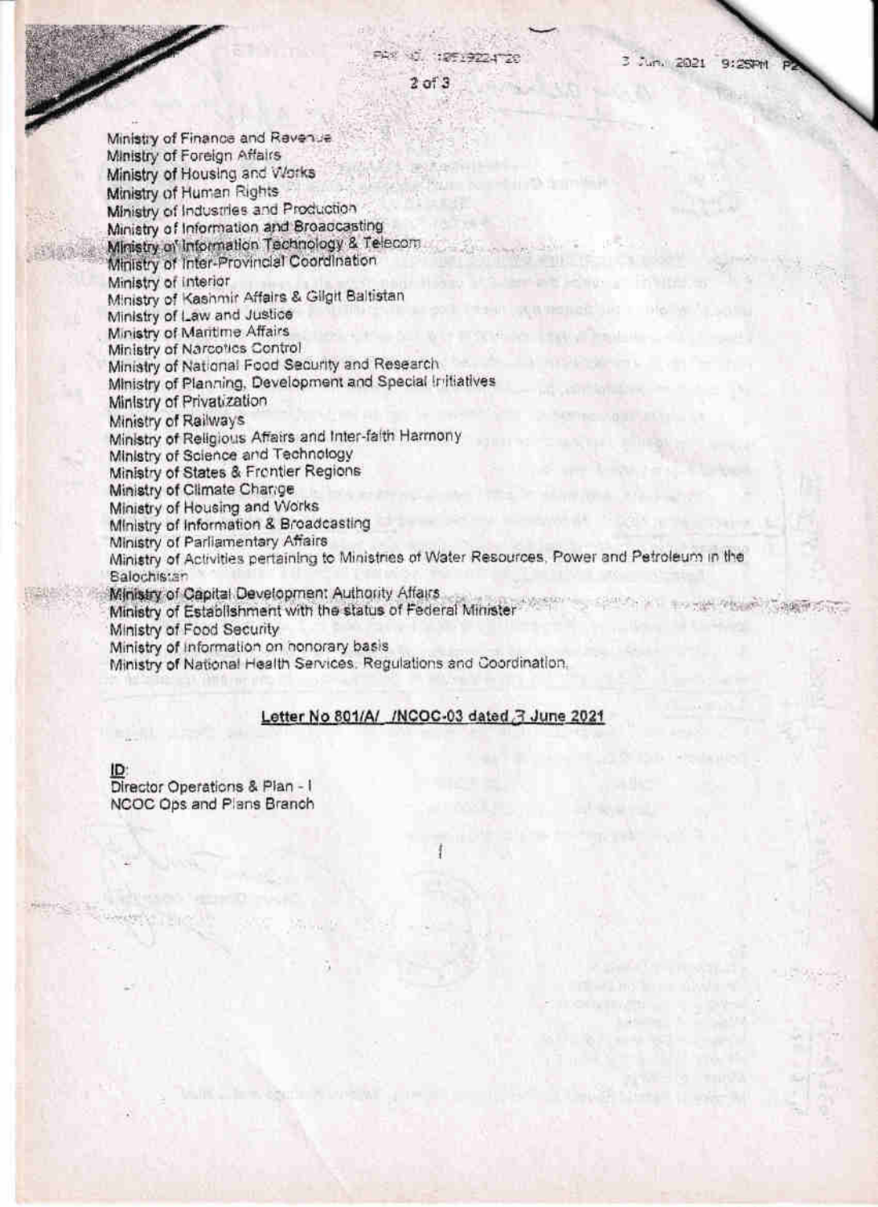Ministry of Finance and Revenue
Ministry of Foreign Affairs
Ministry of Housing and Works
Ministry of Human Rights
Ministry of Industries and Production
Ministry of Information and Broadcasting
Ministry of Information Technology & Telecom
Ministry of Inter-Provincial Coordination
Ministry of Interior
Ministry of Kashmir Affairs & Gilgit Baltistan
Ministry of Law and Justice
Ministry of Maritime Affairs
Ministry of Narcotics Control
Ministry of National Food Security and Research
Ministry of Planning, Development and Special Initiatives
Ministry of Privatization
Ministry of Railways
Ministry of Religious Affairs and Inter-faith Harmony
Ministry of Science and Technology
Ministry of States & Frontier Regions
Ministry of Climate Change
Ministry of Housing and Works
Ministry of Information & Broadcasting
Ministry of Parliamentary Affairs
Ministry of Activities pertaining to Ministries of Water Resources, Power and Petroleum in the Balochistan
Ministry of Capital Development Authority Affairs
Ministry of Establishment with the status of Federal Minister
Ministry of Food Security
Ministry of Information on honorary basis
Ministry of National Health Services, Regulations and Coordination.

**Letter No 801/A/ /NCOC-03 dated 3 June 2021**

**ID**:
Director Operations & Plan - I
NCOC Ops and Plans Branch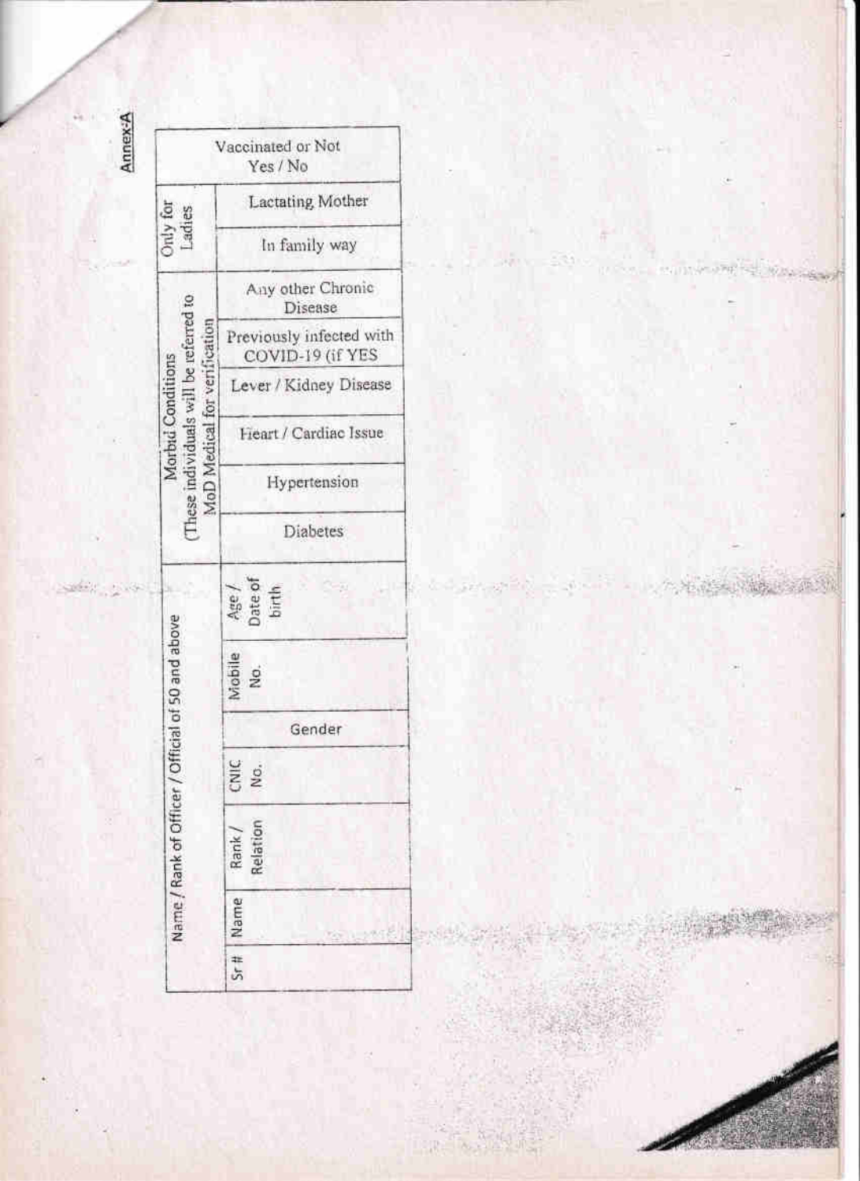**Annex-A**

| Name / Rank of Officer / Official of 50 and above | | | | | | Morbid Conditions (These individuals will be referred to MoD Medical for verification | | | | | | Only for Ladies | | Vaccinated or Not Yes / No |
|---|---|---|---|---|---|---|---|---|---|---|---|---|---|---|
| Sr # | Name | Rank / Relation | CNIC No. | Gender | Mobile No. | Age / Date of birth | Diabetes | Hypertension | Heart / Cardiac Issue | Lever / Kidney Disease | Previously infected with COVID-19 (if YES | Any other Chronic Disease | In family way | Lactating Mother | |
| | | | | | | | | | | | | | | | |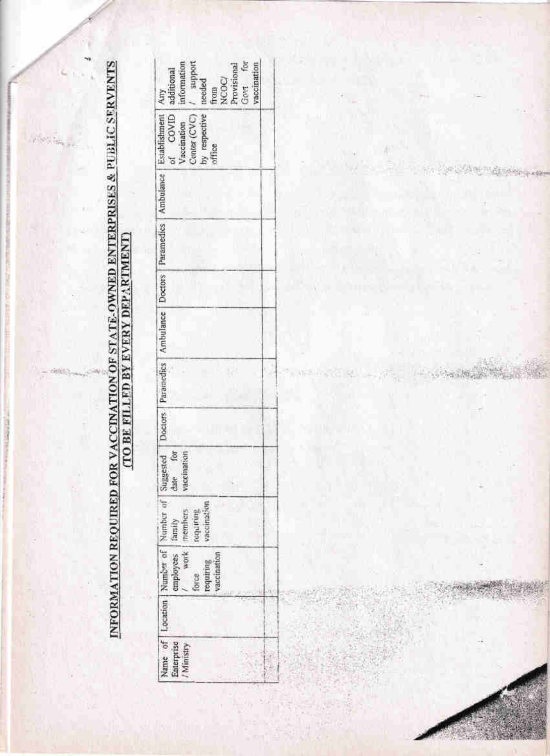# INFORMATION REQUIRED FOR VACCINATION OF STATE-OWNED ENTERPRISES & PUBLIC SERVANTS

## (TO BE FILLED BY EVERY DEPARTMENT)

| Name of Enterprise / Ministry | Location | Number of employees / work force requiring vaccination | Number of family members requiring vaccination | Suggested date for vaccination | Doctors | Paramedics | Ambulance | Doctors | Paramedics | Ambulance | Establishment of COVID Vaccination Center (CVC) by respective office | Any additional information / support needed from NCOC/ Provisional Govt. for vaccination |
|---|---|---|---|---|---|---|---|---|---|---|---|---|
| | | | | | | | | | | | | |
| | | | | | | | | | | | | |